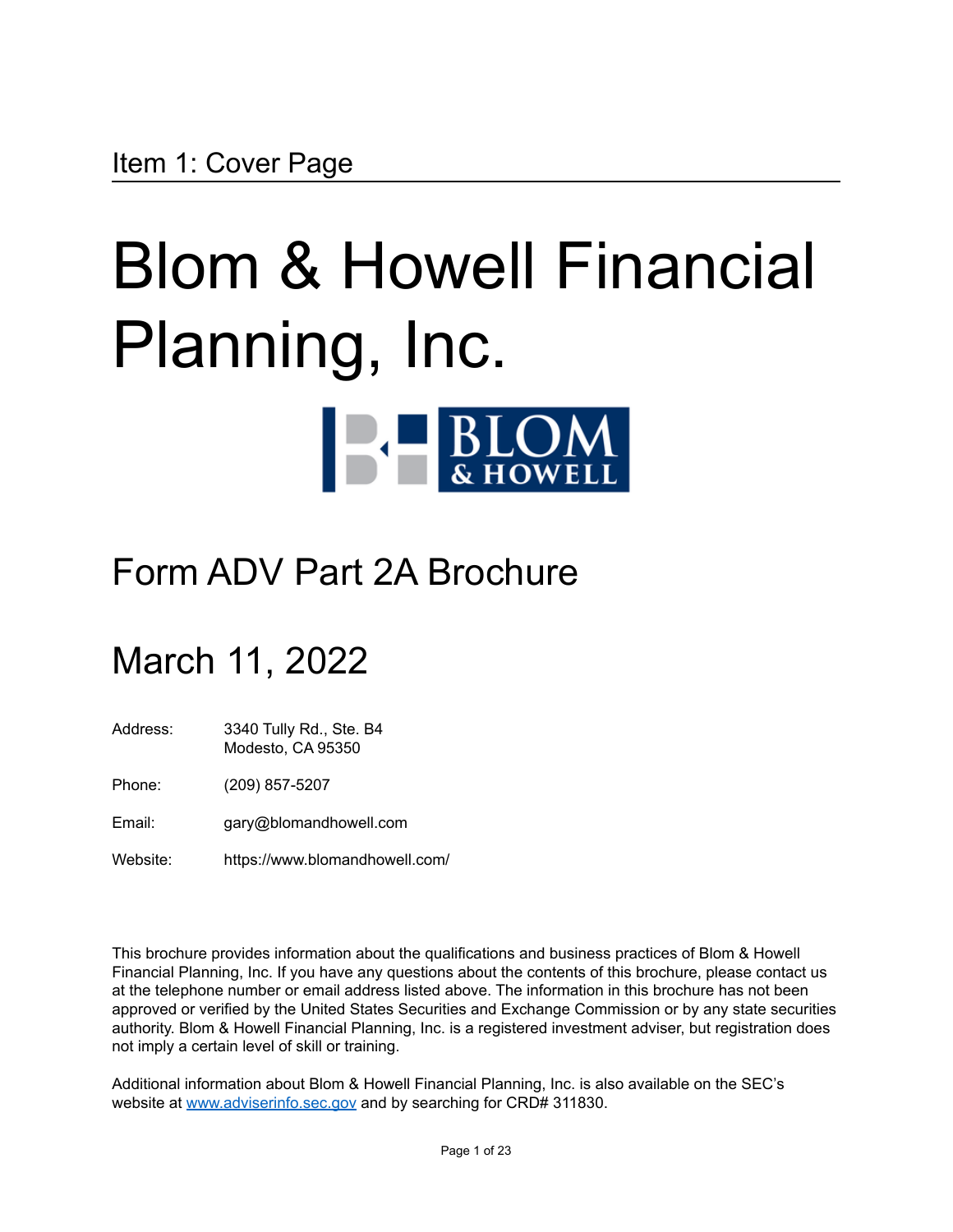## Item 1: Cover Page

# Blom & Howell Financial Planning, Inc.

## Form ADV Part 2A Brochure

## March 11, 2022

| | |
|---|---|
| Address: | 3340 Tully Rd., Ste. B4<br>Modesto, CA 95350 |
| Phone: | (209) 857-5207 |
| Email: | gary@blomandhowell.com |
| Website: | https://www.blomandhowell.com/ |

This brochure provides information about the qualifications and business practices of Blom & Howell Financial Planning, Inc. If you have any questions about the contents of this brochure, please contact us at the telephone number or email address listed above. The information in this brochure has not been approved or verified by the United States Securities and Exchange Commission or by any state securities authority. Blom & Howell Financial Planning, Inc. is a registered investment adviser, but registration does not imply a certain level of skill or training.

Additional information about Blom & Howell Financial Planning, Inc. is also available on the SEC's website at www.adviserinfo.sec.gov and by searching for CRD# 311830.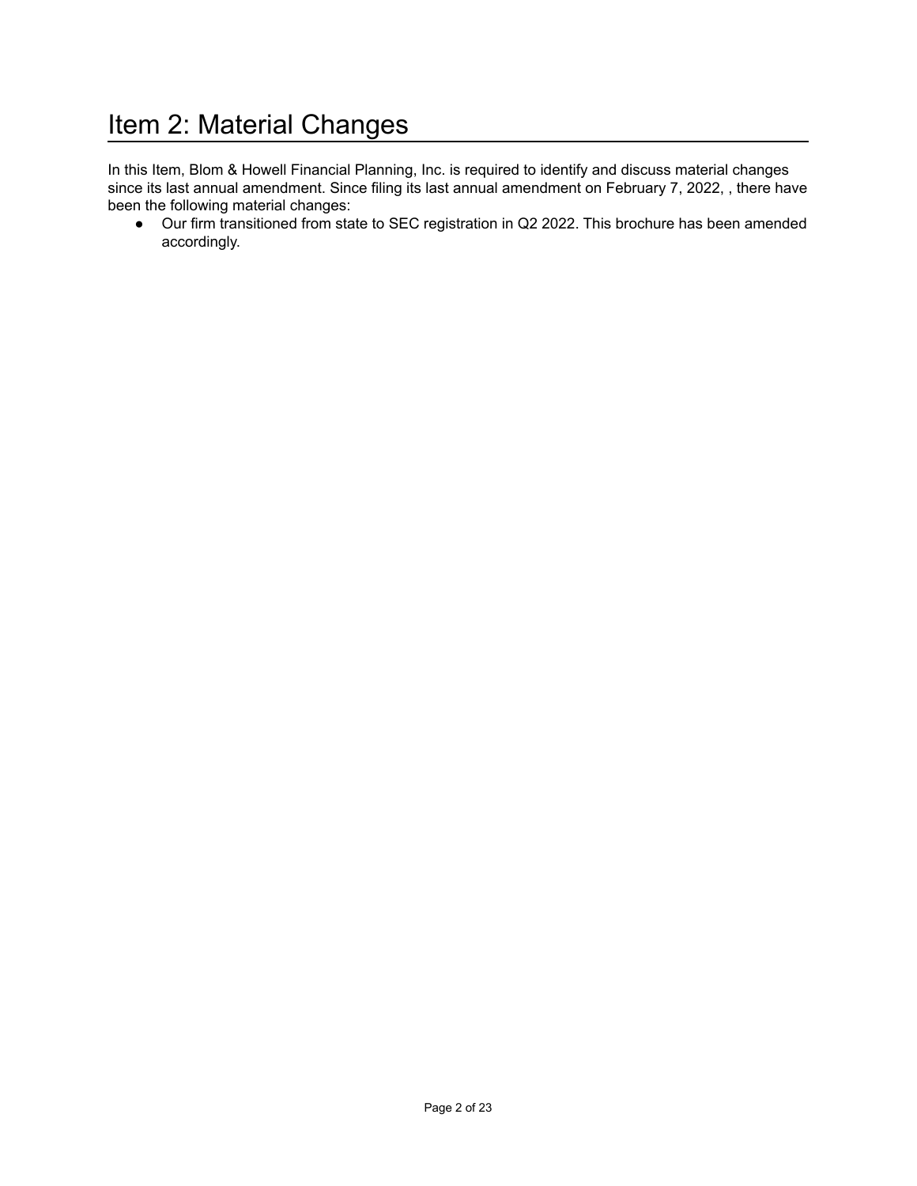# Item 2: Material Changes

In this Item, Blom & Howell Financial Planning, Inc. is required to identify and discuss material changes since its last annual amendment. Since filing its last annual amendment on February 7, 2022, , there have been the following material changes:

- Our firm transitioned from state to SEC registration in Q2 2022. This brochure has been amended accordingly.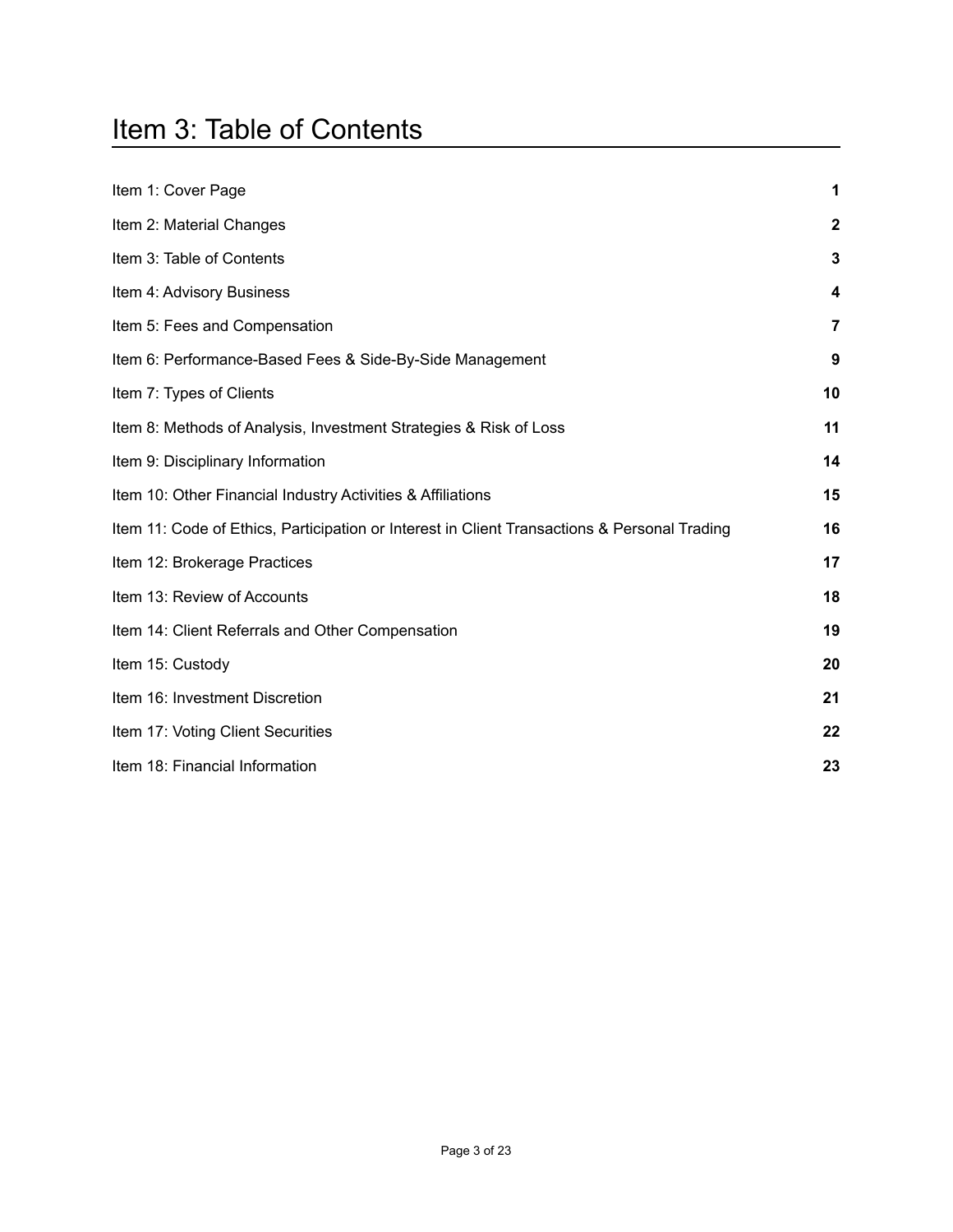# Item 3: Table of Contents

| | |
|---|---|
| Item 1: Cover Page | **1** |
| Item 2: Material Changes | **2** |
| Item 3: Table of Contents | **3** |
| Item 4: Advisory Business | **4** |
| Item 5: Fees and Compensation | **7** |
| Item 6: Performance-Based Fees & Side-By-Side Management | **9** |
| Item 7: Types of Clients | **10** |
| Item 8: Methods of Analysis, Investment Strategies & Risk of Loss | **11** |
| Item 9: Disciplinary Information | **14** |
| Item 10: Other Financial Industry Activities & Affiliations | **15** |
| Item 11: Code of Ethics, Participation or Interest in Client Transactions & Personal Trading | **16** |
| Item 12: Brokerage Practices | **17** |
| Item 13: Review of Accounts | **18** |
| Item 14: Client Referrals and Other Compensation | **19** |
| Item 15: Custody | **20** |
| Item 16: Investment Discretion | **21** |
| Item 17: Voting Client Securities | **22** |
| Item 18: Financial Information | **23** |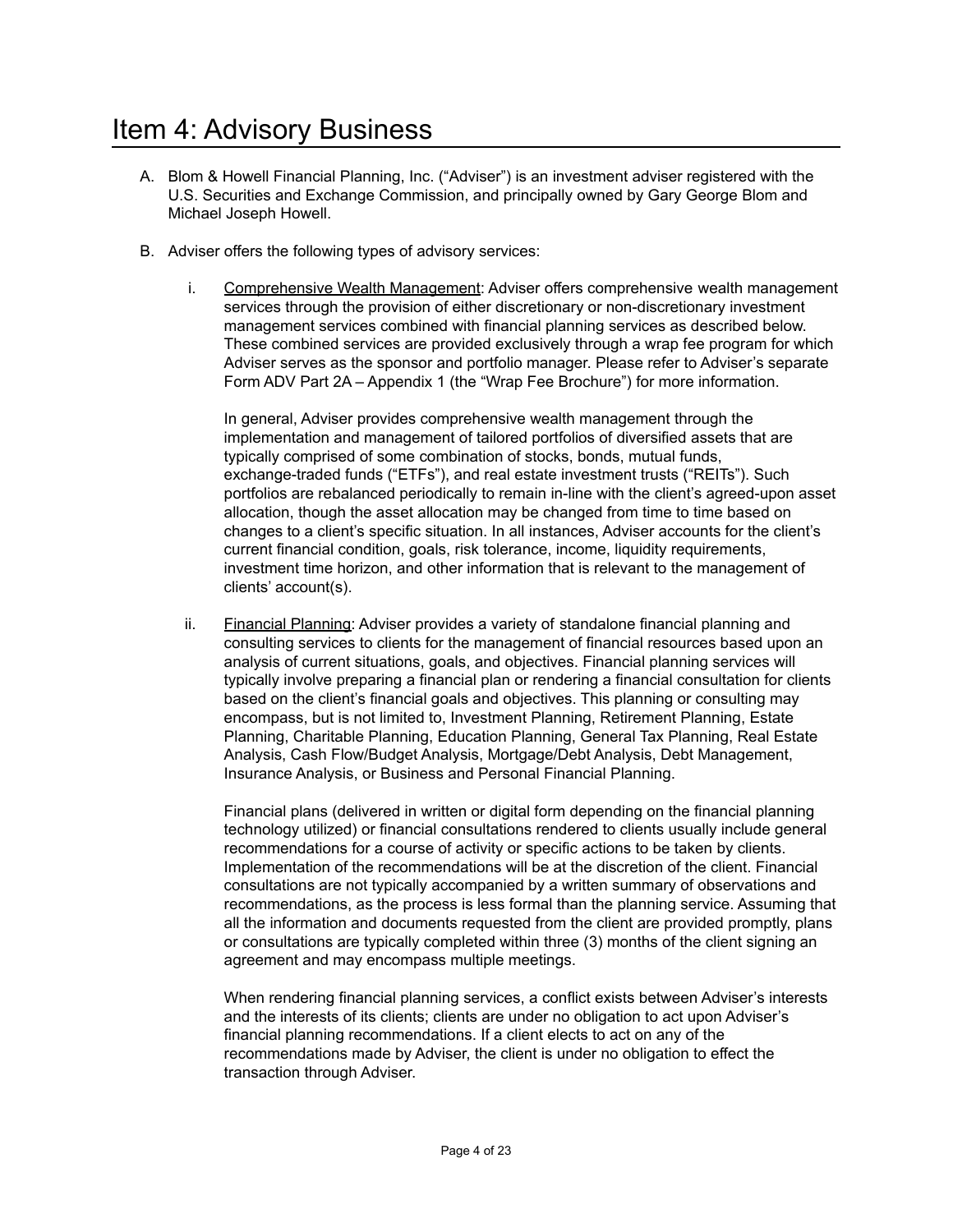# Item 4: Advisory Business

A. Blom & Howell Financial Planning, Inc. ("Adviser") is an investment adviser registered with the U.S. Securities and Exchange Commission, and principally owned by Gary George Blom and Michael Joseph Howell.

B. Adviser offers the following types of advisory services:

   i. Comprehensive Wealth Management: Adviser offers comprehensive wealth management services through the provision of either discretionary or non-discretionary investment management services combined with financial planning services as described below. These combined services are provided exclusively through a wrap fee program for which Adviser serves as the sponsor and portfolio manager. Please refer to Adviser's separate Form ADV Part 2A – Appendix 1 (the "Wrap Fee Brochure") for more information.

      In general, Adviser provides comprehensive wealth management through the implementation and management of tailored portfolios of diversified assets that are typically comprised of some combination of stocks, bonds, mutual funds, exchange-traded funds ("ETFs"), and real estate investment trusts ("REITs"). Such portfolios are rebalanced periodically to remain in-line with the client's agreed-upon asset allocation, though the asset allocation may be changed from time to time based on changes to a client's specific situation. In all instances, Adviser accounts for the client's current financial condition, goals, risk tolerance, income, liquidity requirements, investment time horizon, and other information that is relevant to the management of clients' account(s).

   ii. Financial Planning: Adviser provides a variety of standalone financial planning and consulting services to clients for the management of financial resources based upon an analysis of current situations, goals, and objectives. Financial planning services will typically involve preparing a financial plan or rendering a financial consultation for clients based on the client's financial goals and objectives. This planning or consulting may encompass, but is not limited to, Investment Planning, Retirement Planning, Estate Planning, Charitable Planning, Education Planning, General Tax Planning, Real Estate Analysis, Cash Flow/Budget Analysis, Mortgage/Debt Analysis, Debt Management, Insurance Analysis, or Business and Personal Financial Planning.

      Financial plans (delivered in written or digital form depending on the financial planning technology utilized) or financial consultations rendered to clients usually include general recommendations for a course of activity or specific actions to be taken by clients. Implementation of the recommendations will be at the discretion of the client. Financial consultations are not typically accompanied by a written summary of observations and recommendations, as the process is less formal than the planning service. Assuming that all the information and documents requested from the client are provided promptly, plans or consultations are typically completed within three (3) months of the client signing an agreement and may encompass multiple meetings.

      When rendering financial planning services, a conflict exists between Adviser's interests and the interests of its clients; clients are under no obligation to act upon Adviser's financial planning recommendations. If a client elects to act on any of the recommendations made by Adviser, the client is under no obligation to effect the transaction through Adviser.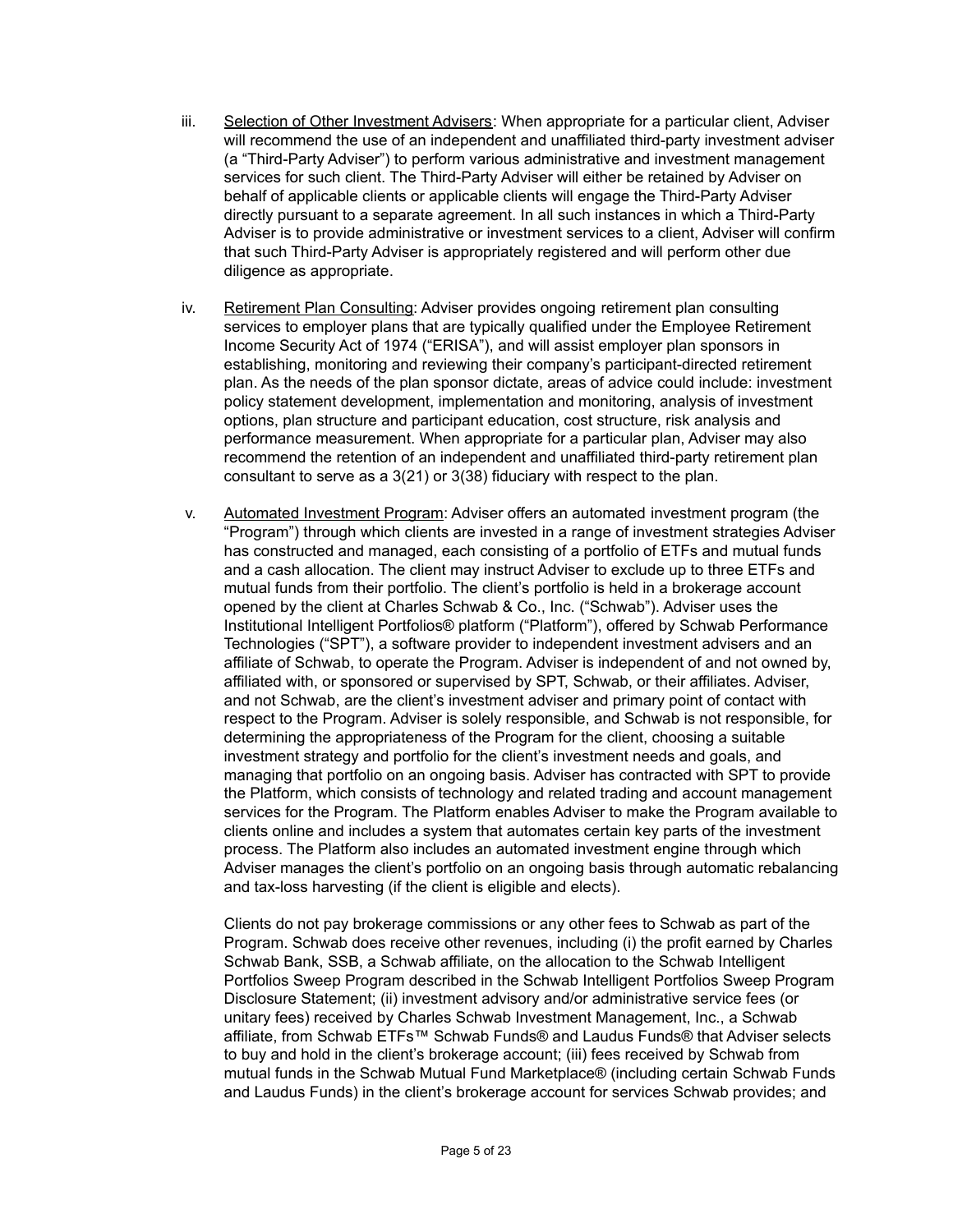iii. <u>Selection of Other Investment Advisers</u>: When appropriate for a particular client, Adviser will recommend the use of an independent and unaffiliated third-party investment adviser (a "Third-Party Adviser") to perform various administrative and investment management services for such client. The Third-Party Adviser will either be retained by Adviser on behalf of applicable clients or applicable clients will engage the Third-Party Adviser directly pursuant to a separate agreement. In all such instances in which a Third-Party Adviser is to provide administrative or investment services to a client, Adviser will confirm that such Third-Party Adviser is appropriately registered and will perform other due diligence as appropriate.

iv. <u>Retirement Plan Consulting</u>: Adviser provides ongoing retirement plan consulting services to employer plans that are typically qualified under the Employee Retirement Income Security Act of 1974 ("ERISA"), and will assist employer plan sponsors in establishing, monitoring and reviewing their company's participant-directed retirement plan. As the needs of the plan sponsor dictate, areas of advice could include: investment policy statement development, implementation and monitoring, analysis of investment options, plan structure and participant education, cost structure, risk analysis and performance measurement. When appropriate for a particular plan, Adviser may also recommend the retention of an independent and unaffiliated third-party retirement plan consultant to serve as a 3(21) or 3(38) fiduciary with respect to the plan.

v. <u>Automated Investment Program</u>: Adviser offers an automated investment program (the "Program") through which clients are invested in a range of investment strategies Adviser has constructed and managed, each consisting of a portfolio of ETFs and mutual funds and a cash allocation. The client may instruct Adviser to exclude up to three ETFs and mutual funds from their portfolio. The client's portfolio is held in a brokerage account opened by the client at Charles Schwab & Co., Inc. ("Schwab"). Adviser uses the Institutional Intelligent Portfolios® platform ("Platform"), offered by Schwab Performance Technologies ("SPT"), a software provider to independent investment advisers and an affiliate of Schwab, to operate the Program. Adviser is independent of and not owned by, affiliated with, or sponsored or supervised by SPT, Schwab, or their affiliates. Adviser, and not Schwab, are the client's investment adviser and primary point of contact with respect to the Program. Adviser is solely responsible, and Schwab is not responsible, for determining the appropriateness of the Program for the client, choosing a suitable investment strategy and portfolio for the client's investment needs and goals, and managing that portfolio on an ongoing basis. Adviser has contracted with SPT to provide the Platform, which consists of technology and related trading and account management services for the Program. The Platform enables Adviser to make the Program available to clients online and includes a system that automates certain key parts of the investment process. The Platform also includes an automated investment engine through which Adviser manages the client's portfolio on an ongoing basis through automatic rebalancing and tax-loss harvesting (if the client is eligible and elects).

Clients do not pay brokerage commissions or any other fees to Schwab as part of the Program. Schwab does receive other revenues, including (i) the profit earned by Charles Schwab Bank, SSB, a Schwab affiliate, on the allocation to the Schwab Intelligent Portfolios Sweep Program described in the Schwab Intelligent Portfolios Sweep Program Disclosure Statement; (ii) investment advisory and/or administrative service fees (or unitary fees) received by Charles Schwab Investment Management, Inc., a Schwab affiliate, from Schwab ETFs™ Schwab Funds® and Laudus Funds® that Adviser selects to buy and hold in the client's brokerage account; (iii) fees received by Schwab from mutual funds in the Schwab Mutual Fund Marketplace® (including certain Schwab Funds and Laudus Funds) in the client's brokerage account for services Schwab provides; and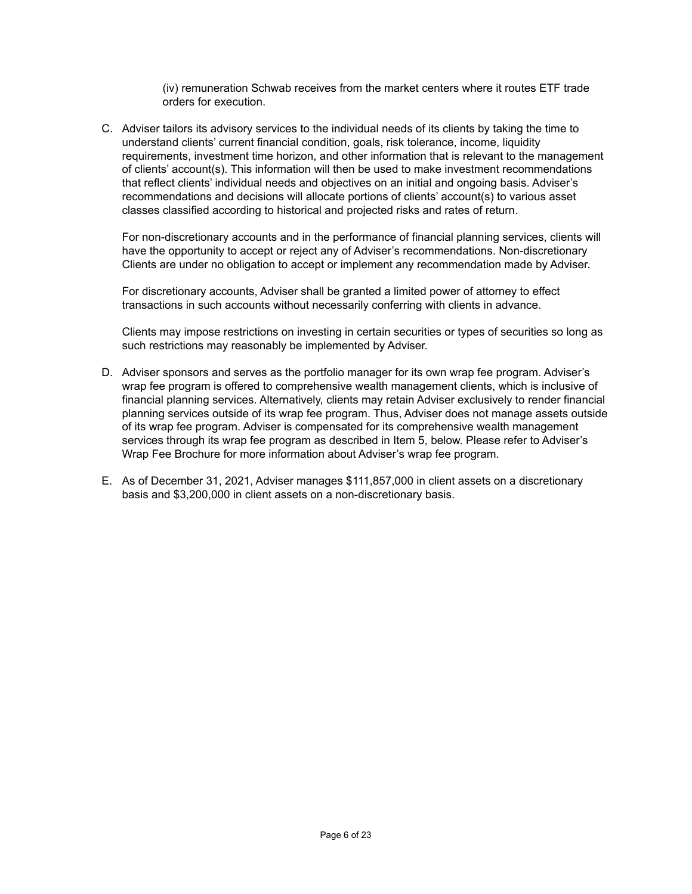(iv) remuneration Schwab receives from the market centers where it routes ETF trade orders for execution.

C. Adviser tailors its advisory services to the individual needs of its clients by taking the time to understand clients' current financial condition, goals, risk tolerance, income, liquidity requirements, investment time horizon, and other information that is relevant to the management of clients' account(s). This information will then be used to make investment recommendations that reflect clients' individual needs and objectives on an initial and ongoing basis. Adviser's recommendations and decisions will allocate portions of clients' account(s) to various asset classes classified according to historical and projected risks and rates of return.

   For non-discretionary accounts and in the performance of financial planning services, clients will have the opportunity to accept or reject any of Adviser's recommendations. Non-discretionary Clients are under no obligation to accept or implement any recommendation made by Adviser.

   For discretionary accounts, Adviser shall be granted a limited power of attorney to effect transactions in such accounts without necessarily conferring with clients in advance.

   Clients may impose restrictions on investing in certain securities or types of securities so long as such restrictions may reasonably be implemented by Adviser.

D. Adviser sponsors and serves as the portfolio manager for its own wrap fee program. Adviser's wrap fee program is offered to comprehensive wealth management clients, which is inclusive of financial planning services. Alternatively, clients may retain Adviser exclusively to render financial planning services outside of its wrap fee program. Thus, Adviser does not manage assets outside of its wrap fee program. Adviser is compensated for its comprehensive wealth management services through its wrap fee program as described in Item 5, below. Please refer to Adviser's Wrap Fee Brochure for more information about Adviser's wrap fee program.

E. As of December 31, 2021, Adviser manages $111,857,000 in client assets on a discretionary basis and $3,200,000 in client assets on a non-discretionary basis.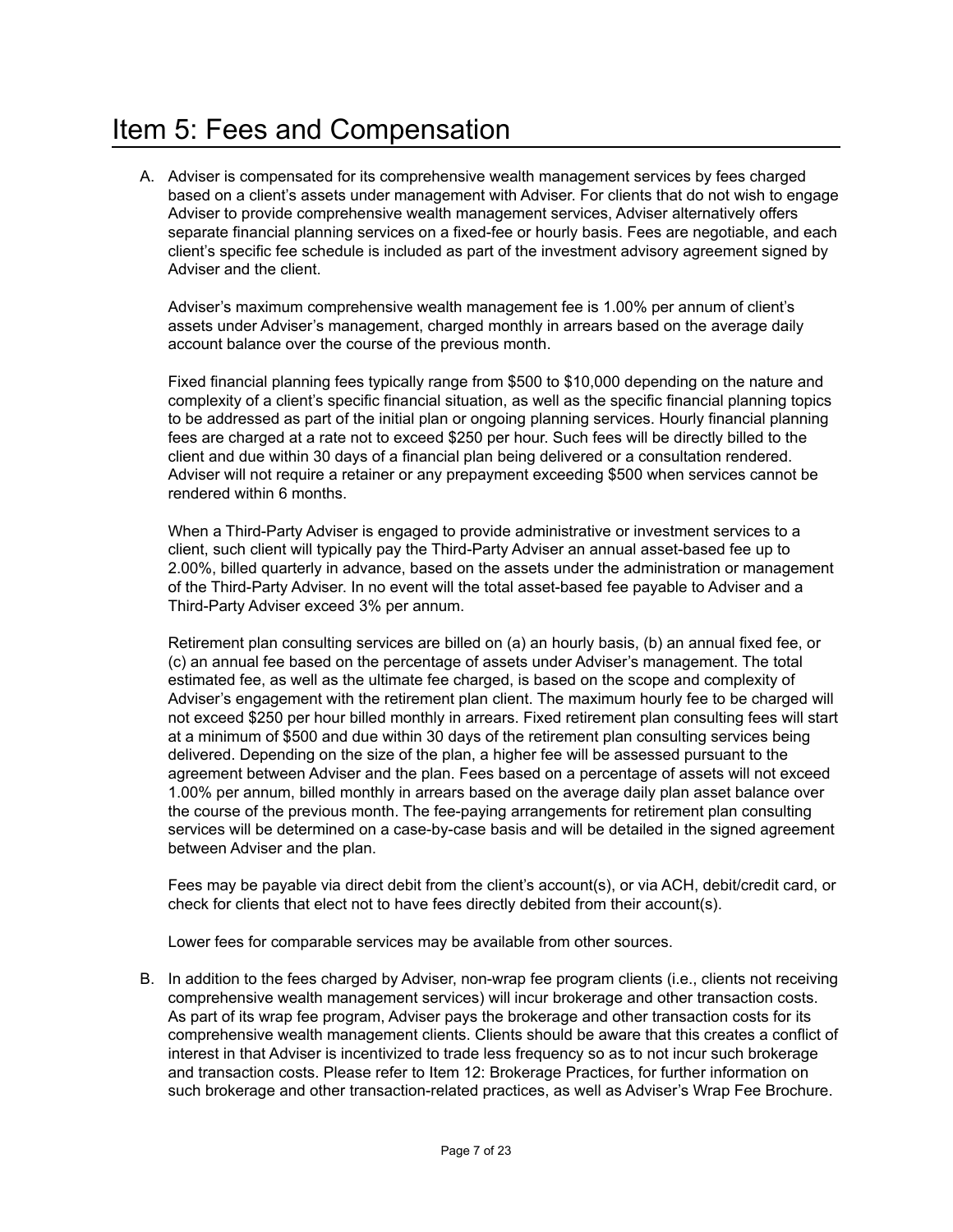# Item 5: Fees and Compensation

A. Adviser is compensated for its comprehensive wealth management services by fees charged based on a client's assets under management with Adviser. For clients that do not wish to engage Adviser to provide comprehensive wealth management services, Adviser alternatively offers separate financial planning services on a fixed-fee or hourly basis. Fees are negotiable, and each client's specific fee schedule is included as part of the investment advisory agreement signed by Adviser and the client.

   Adviser's maximum comprehensive wealth management fee is 1.00% per annum of client's assets under Adviser's management, charged monthly in arrears based on the average daily account balance over the course of the previous month.

   Fixed financial planning fees typically range from $500 to $10,000 depending on the nature and complexity of a client's specific financial situation, as well as the specific financial planning topics to be addressed as part of the initial plan or ongoing planning services. Hourly financial planning fees are charged at a rate not to exceed $250 per hour. Such fees will be directly billed to the client and due within 30 days of a financial plan being delivered or a consultation rendered. Adviser will not require a retainer or any prepayment exceeding $500 when services cannot be rendered within 6 months.

   When a Third-Party Adviser is engaged to provide administrative or investment services to a client, such client will typically pay the Third-Party Adviser an annual asset-based fee up to 2.00%, billed quarterly in advance, based on the assets under the administration or management of the Third-Party Adviser. In no event will the total asset-based fee payable to Adviser and a Third-Party Adviser exceed 3% per annum.

   Retirement plan consulting services are billed on (a) an hourly basis, (b) an annual fixed fee, or (c) an annual fee based on the percentage of assets under Adviser's management. The total estimated fee, as well as the ultimate fee charged, is based on the scope and complexity of Adviser's engagement with the retirement plan client. The maximum hourly fee to be charged will not exceed $250 per hour billed monthly in arrears. Fixed retirement plan consulting fees will start at a minimum of $500 and due within 30 days of the retirement plan consulting services being delivered. Depending on the size of the plan, a higher fee will be assessed pursuant to the agreement between Adviser and the plan. Fees based on a percentage of assets will not exceed 1.00% per annum, billed monthly in arrears based on the average daily plan asset balance over the course of the previous month. The fee-paying arrangements for retirement plan consulting services will be determined on a case-by-case basis and will be detailed in the signed agreement between Adviser and the plan.

   Fees may be payable via direct debit from the client's account(s), or via ACH, debit/credit card, or check for clients that elect not to have fees directly debited from their account(s).

   Lower fees for comparable services may be available from other sources.

B. In addition to the fees charged by Adviser, non-wrap fee program clients (i.e., clients not receiving comprehensive wealth management services) will incur brokerage and other transaction costs. As part of its wrap fee program, Adviser pays the brokerage and other transaction costs for its comprehensive wealth management clients. Clients should be aware that this creates a conflict of interest in that Adviser is incentivized to trade less frequency so as to not incur such brokerage and transaction costs. Please refer to Item 12: Brokerage Practices, for further information on such brokerage and other transaction-related practices, as well as Adviser's Wrap Fee Brochure.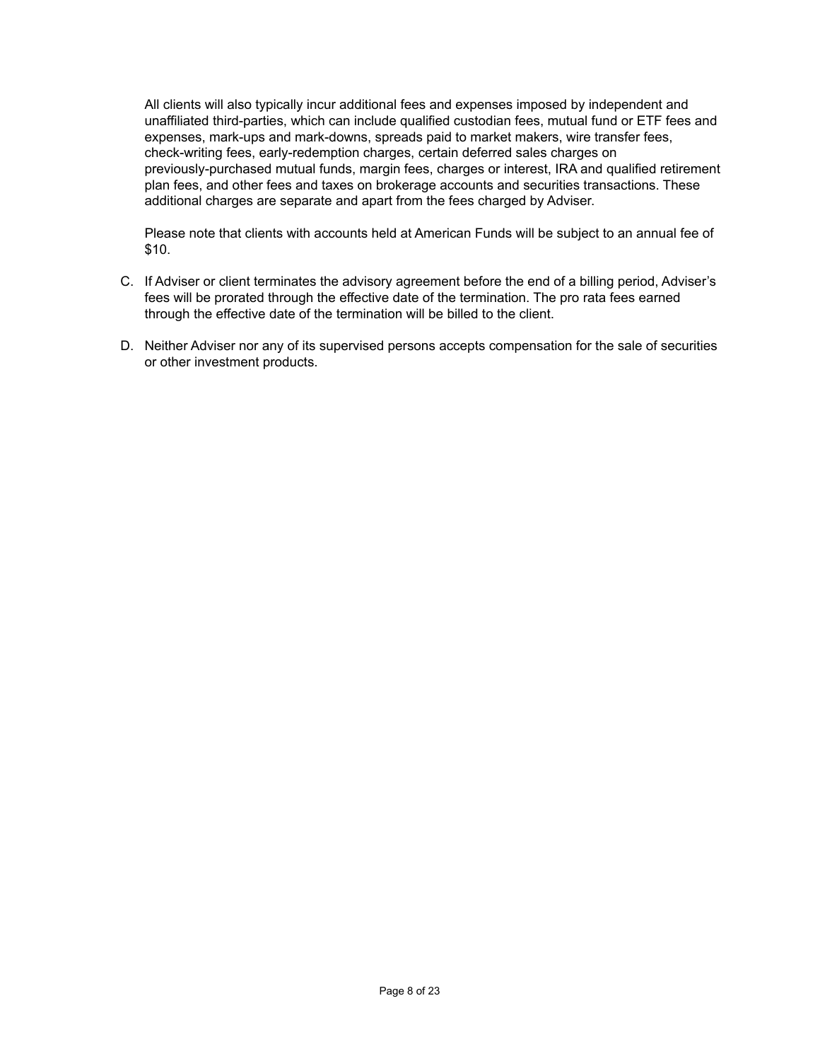All clients will also typically incur additional fees and expenses imposed by independent and unaffiliated third-parties, which can include qualified custodian fees, mutual fund or ETF fees and expenses, mark-ups and mark-downs, spreads paid to market makers, wire transfer fees, check-writing fees, early-redemption charges, certain deferred sales charges on previously-purchased mutual funds, margin fees, charges or interest, IRA and qualified retirement plan fees, and other fees and taxes on brokerage accounts and securities transactions. These additional charges are separate and apart from the fees charged by Adviser.

Please note that clients with accounts held at American Funds will be subject to an annual fee of $10.

C. If Adviser or client terminates the advisory agreement before the end of a billing period, Adviser's fees will be prorated through the effective date of the termination. The pro rata fees earned through the effective date of the termination will be billed to the client.

D. Neither Adviser nor any of its supervised persons accepts compensation for the sale of securities or other investment products.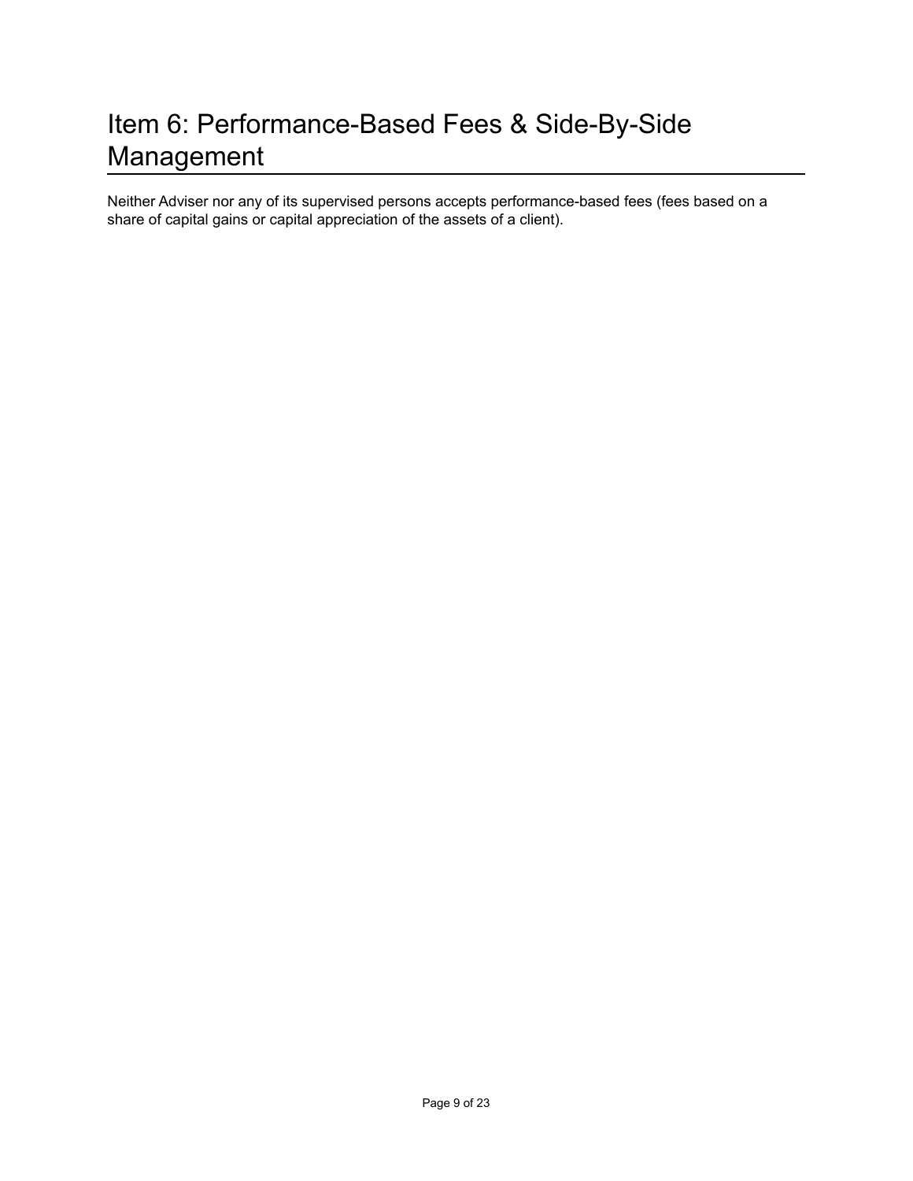# Item 6: Performance-Based Fees & Side-By-Side Management

Neither Adviser nor any of its supervised persons accepts performance-based fees (fees based on a share of capital gains or capital appreciation of the assets of a client).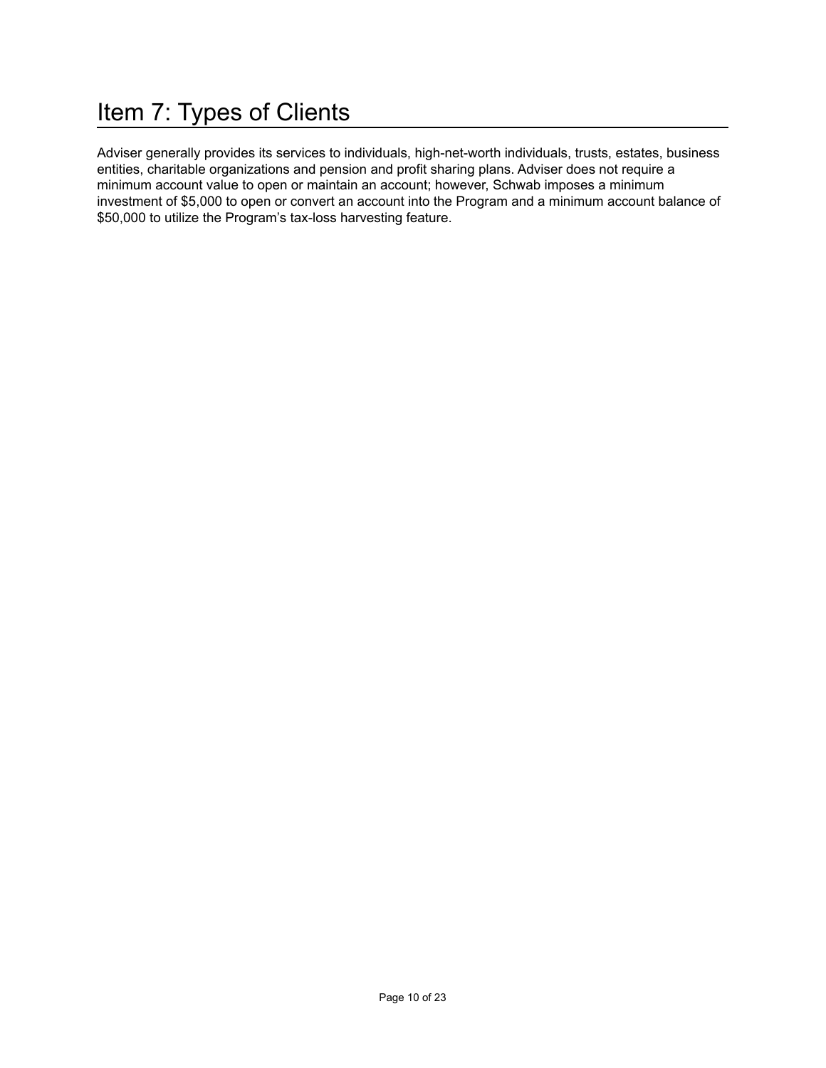# Item 7: Types of Clients

Adviser generally provides its services to individuals, high-net-worth individuals, trusts, estates, business entities, charitable organizations and pension and profit sharing plans. Adviser does not require a minimum account value to open or maintain an account; however, Schwab imposes a minimum investment of $5,000 to open or convert an account into the Program and a minimum account balance of $50,000 to utilize the Program's tax-loss harvesting feature.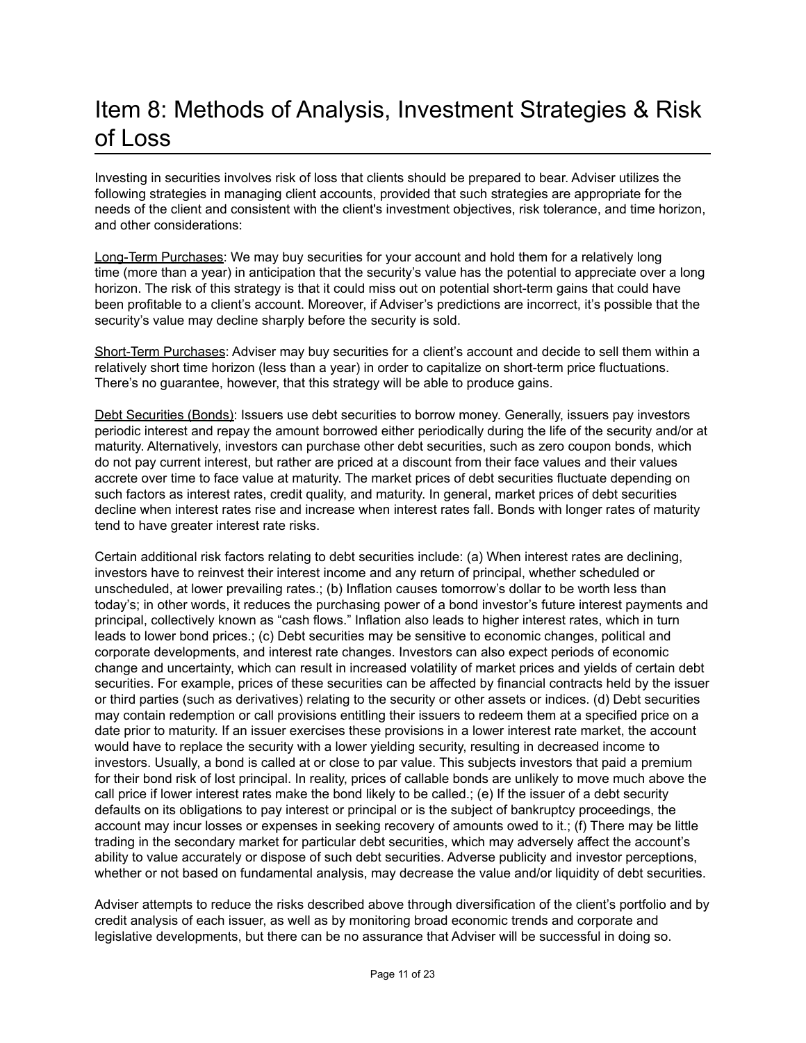# Item 8: Methods of Analysis, Investment Strategies & Risk of Loss

Investing in securities involves risk of loss that clients should be prepared to bear. Adviser utilizes the following strategies in managing client accounts, provided that such strategies are appropriate for the needs of the client and consistent with the client's investment objectives, risk tolerance, and time horizon, and other considerations:

<u>Long-Term Purchases</u>: We may buy securities for your account and hold them for a relatively long time (more than a year) in anticipation that the security's value has the potential to appreciate over a long horizon. The risk of this strategy is that it could miss out on potential short-term gains that could have been profitable to a client's account. Moreover, if Adviser's predictions are incorrect, it's possible that the security's value may decline sharply before the security is sold.

<u>Short-Term Purchases</u>: Adviser may buy securities for a client's account and decide to sell them within a relatively short time horizon (less than a year) in order to capitalize on short-term price fluctuations. There's no guarantee, however, that this strategy will be able to produce gains.

<u>Debt Securities (Bonds)</u>: Issuers use debt securities to borrow money. Generally, issuers pay investors periodic interest and repay the amount borrowed either periodically during the life of the security and/or at maturity. Alternatively, investors can purchase other debt securities, such as zero coupon bonds, which do not pay current interest, but rather are priced at a discount from their face values and their values accrete over time to face value at maturity. The market prices of debt securities fluctuate depending on such factors as interest rates, credit quality, and maturity. In general, market prices of debt securities decline when interest rates rise and increase when interest rates fall. Bonds with longer rates of maturity tend to have greater interest rate risks.

Certain additional risk factors relating to debt securities include: (a) When interest rates are declining, investors have to reinvest their interest income and any return of principal, whether scheduled or unscheduled, at lower prevailing rates.; (b) Inflation causes tomorrow's dollar to be worth less than today's; in other words, it reduces the purchasing power of a bond investor's future interest payments and principal, collectively known as "cash flows." Inflation also leads to higher interest rates, which in turn leads to lower bond prices.; (c) Debt securities may be sensitive to economic changes, political and corporate developments, and interest rate changes. Investors can also expect periods of economic change and uncertainty, which can result in increased volatility of market prices and yields of certain debt securities. For example, prices of these securities can be affected by financial contracts held by the issuer or third parties (such as derivatives) relating to the security or other assets or indices. (d) Debt securities may contain redemption or call provisions entitling their issuers to redeem them at a specified price on a date prior to maturity. If an issuer exercises these provisions in a lower interest rate market, the account would have to replace the security with a lower yielding security, resulting in decreased income to investors. Usually, a bond is called at or close to par value. This subjects investors that paid a premium for their bond risk of lost principal. In reality, prices of callable bonds are unlikely to move much above the call price if lower interest rates make the bond likely to be called.; (e) If the issuer of a debt security defaults on its obligations to pay interest or principal or is the subject of bankruptcy proceedings, the account may incur losses or expenses in seeking recovery of amounts owed to it.; (f) There may be little trading in the secondary market for particular debt securities, which may adversely affect the account's ability to value accurately or dispose of such debt securities. Adverse publicity and investor perceptions, whether or not based on fundamental analysis, may decrease the value and/or liquidity of debt securities.

Adviser attempts to reduce the risks described above through diversification of the client's portfolio and by credit analysis of each issuer, as well as by monitoring broad economic trends and corporate and legislative developments, but there can be no assurance that Adviser will be successful in doing so.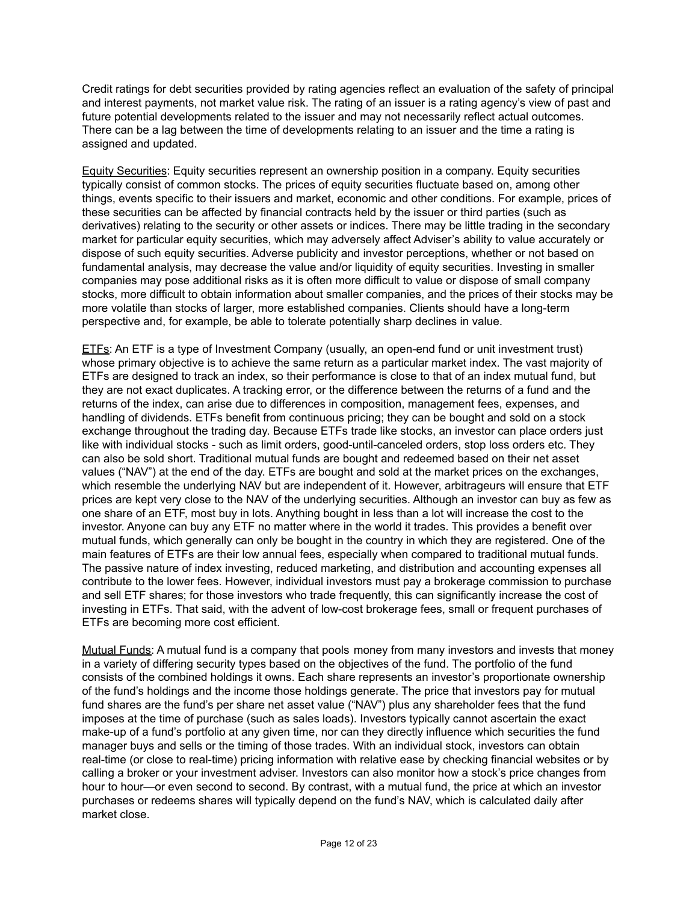Credit ratings for debt securities provided by rating agencies reflect an evaluation of the safety of principal and interest payments, not market value risk. The rating of an issuer is a rating agency's view of past and future potential developments related to the issuer and may not necessarily reflect actual outcomes. There can be a lag between the time of developments relating to an issuer and the time a rating is assigned and updated.

Equity Securities: Equity securities represent an ownership position in a company. Equity securities typically consist of common stocks. The prices of equity securities fluctuate based on, among other things, events specific to their issuers and market, economic and other conditions. For example, prices of these securities can be affected by financial contracts held by the issuer or third parties (such as derivatives) relating to the security or other assets or indices. There may be little trading in the secondary market for particular equity securities, which may adversely affect Adviser's ability to value accurately or dispose of such equity securities. Adverse publicity and investor perceptions, whether or not based on fundamental analysis, may decrease the value and/or liquidity of equity securities. Investing in smaller companies may pose additional risks as it is often more difficult to value or dispose of small company stocks, more difficult to obtain information about smaller companies, and the prices of their stocks may be more volatile than stocks of larger, more established companies. Clients should have a long-term perspective and, for example, be able to tolerate potentially sharp declines in value.

ETFs: An ETF is a type of Investment Company (usually, an open-end fund or unit investment trust) whose primary objective is to achieve the same return as a particular market index. The vast majority of ETFs are designed to track an index, so their performance is close to that of an index mutual fund, but they are not exact duplicates. A tracking error, or the difference between the returns of a fund and the returns of the index, can arise due to differences in composition, management fees, expenses, and handling of dividends. ETFs benefit from continuous pricing; they can be bought and sold on a stock exchange throughout the trading day. Because ETFs trade like stocks, an investor can place orders just like with individual stocks - such as limit orders, good-until-canceled orders, stop loss orders etc. They can also be sold short. Traditional mutual funds are bought and redeemed based on their net asset values ("NAV") at the end of the day. ETFs are bought and sold at the market prices on the exchanges, which resemble the underlying NAV but are independent of it. However, arbitrageurs will ensure that ETF prices are kept very close to the NAV of the underlying securities. Although an investor can buy as few as one share of an ETF, most buy in lots. Anything bought in less than a lot will increase the cost to the investor. Anyone can buy any ETF no matter where in the world it trades. This provides a benefit over mutual funds, which generally can only be bought in the country in which they are registered. One of the main features of ETFs are their low annual fees, especially when compared to traditional mutual funds. The passive nature of index investing, reduced marketing, and distribution and accounting expenses all contribute to the lower fees. However, individual investors must pay a brokerage commission to purchase and sell ETF shares; for those investors who trade frequently, this can significantly increase the cost of investing in ETFs. That said, with the advent of low-cost brokerage fees, small or frequent purchases of ETFs are becoming more cost efficient.

Mutual Funds: A mutual fund is a company that pools money from many investors and invests that money in a variety of differing security types based on the objectives of the fund. The portfolio of the fund consists of the combined holdings it owns. Each share represents an investor's proportionate ownership of the fund's holdings and the income those holdings generate. The price that investors pay for mutual fund shares are the fund's per share net asset value ("NAV") plus any shareholder fees that the fund imposes at the time of purchase (such as sales loads). Investors typically cannot ascertain the exact make-up of a fund's portfolio at any given time, nor can they directly influence which securities the fund manager buys and sells or the timing of those trades. With an individual stock, investors can obtain real-time (or close to real-time) pricing information with relative ease by checking financial websites or by calling a broker or your investment adviser. Investors can also monitor how a stock's price changes from hour to hour—or even second to second. By contrast, with a mutual fund, the price at which an investor purchases or redeems shares will typically depend on the fund's NAV, which is calculated daily after market close.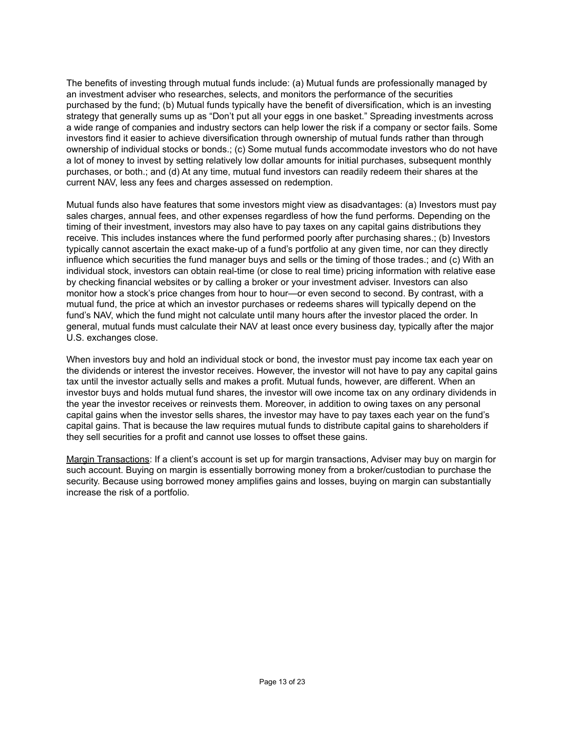The benefits of investing through mutual funds include: (a) Mutual funds are professionally managed by an investment adviser who researches, selects, and monitors the performance of the securities purchased by the fund; (b) Mutual funds typically have the benefit of diversification, which is an investing strategy that generally sums up as "Don't put all your eggs in one basket." Spreading investments across a wide range of companies and industry sectors can help lower the risk if a company or sector fails. Some investors find it easier to achieve diversification through ownership of mutual funds rather than through ownership of individual stocks or bonds.; (c) Some mutual funds accommodate investors who do not have a lot of money to invest by setting relatively low dollar amounts for initial purchases, subsequent monthly purchases, or both.; and (d) At any time, mutual fund investors can readily redeem their shares at the current NAV, less any fees and charges assessed on redemption.

Mutual funds also have features that some investors might view as disadvantages: (a) Investors must pay sales charges, annual fees, and other expenses regardless of how the fund performs. Depending on the timing of their investment, investors may also have to pay taxes on any capital gains distributions they receive. This includes instances where the fund performed poorly after purchasing shares.; (b) Investors typically cannot ascertain the exact make-up of a fund's portfolio at any given time, nor can they directly influence which securities the fund manager buys and sells or the timing of those trades.; and (c) With an individual stock, investors can obtain real-time (or close to real time) pricing information with relative ease by checking financial websites or by calling a broker or your investment adviser. Investors can also monitor how a stock's price changes from hour to hour—or even second to second. By contrast, with a mutual fund, the price at which an investor purchases or redeems shares will typically depend on the fund's NAV, which the fund might not calculate until many hours after the investor placed the order. In general, mutual funds must calculate their NAV at least once every business day, typically after the major U.S. exchanges close.

When investors buy and hold an individual stock or bond, the investor must pay income tax each year on the dividends or interest the investor receives. However, the investor will not have to pay any capital gains tax until the investor actually sells and makes a profit. Mutual funds, however, are different. When an investor buys and holds mutual fund shares, the investor will owe income tax on any ordinary dividends in the year the investor receives or reinvests them. Moreover, in addition to owing taxes on any personal capital gains when the investor sells shares, the investor may have to pay taxes each year on the fund's capital gains. That is because the law requires mutual funds to distribute capital gains to shareholders if they sell securities for a profit and cannot use losses to offset these gains.

<u>Margin Transactions</u>: If a client's account is set up for margin transactions, Adviser may buy on margin for such account. Buying on margin is essentially borrowing money from a broker/custodian to purchase the security. Because using borrowed money amplifies gains and losses, buying on margin can substantially increase the risk of a portfolio.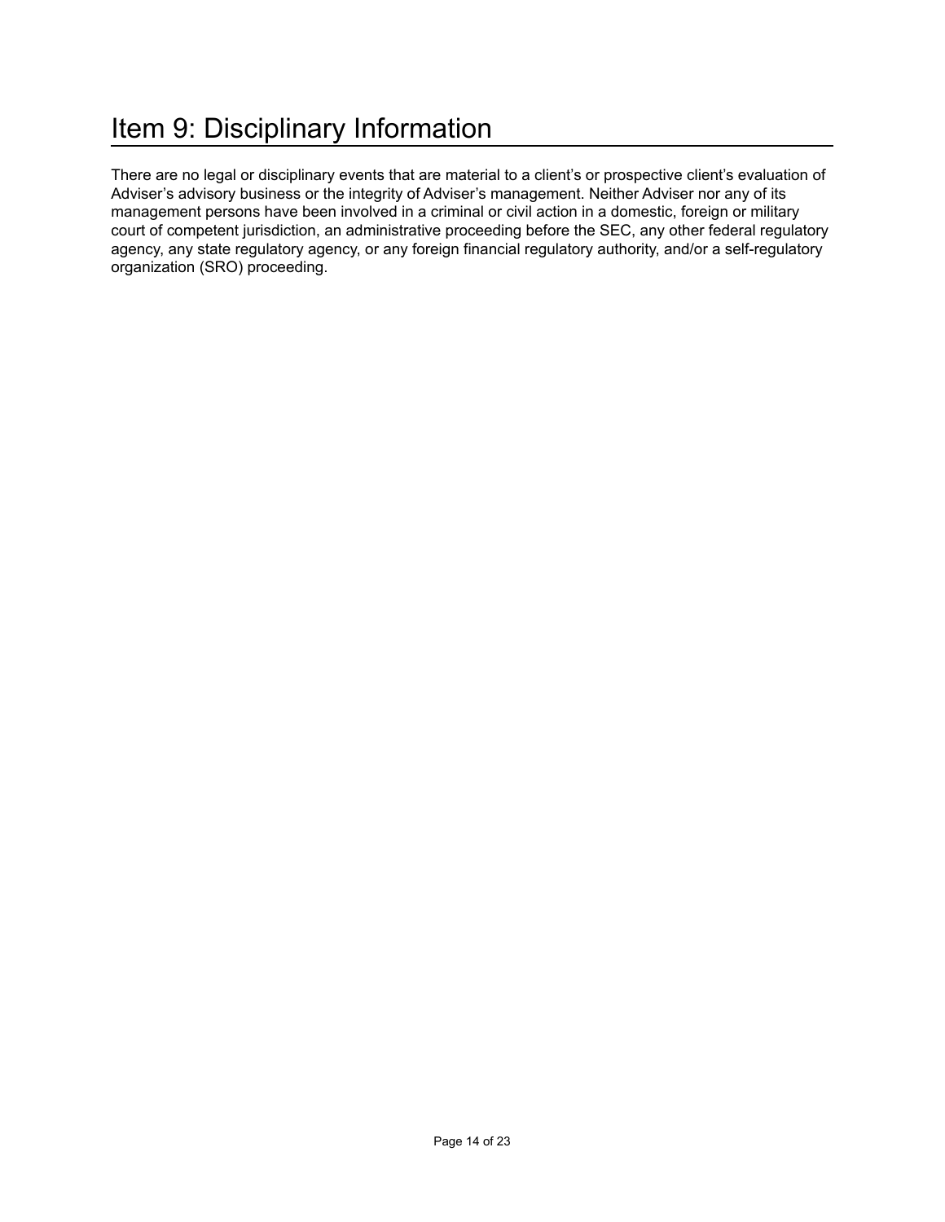# Item 9: Disciplinary Information

There are no legal or disciplinary events that are material to a client's or prospective client's evaluation of Adviser's advisory business or the integrity of Adviser's management. Neither Adviser nor any of its management persons have been involved in a criminal or civil action in a domestic, foreign or military court of competent jurisdiction, an administrative proceeding before the SEC, any other federal regulatory agency, any state regulatory agency, or any foreign financial regulatory authority, and/or a self-regulatory organization (SRO) proceeding.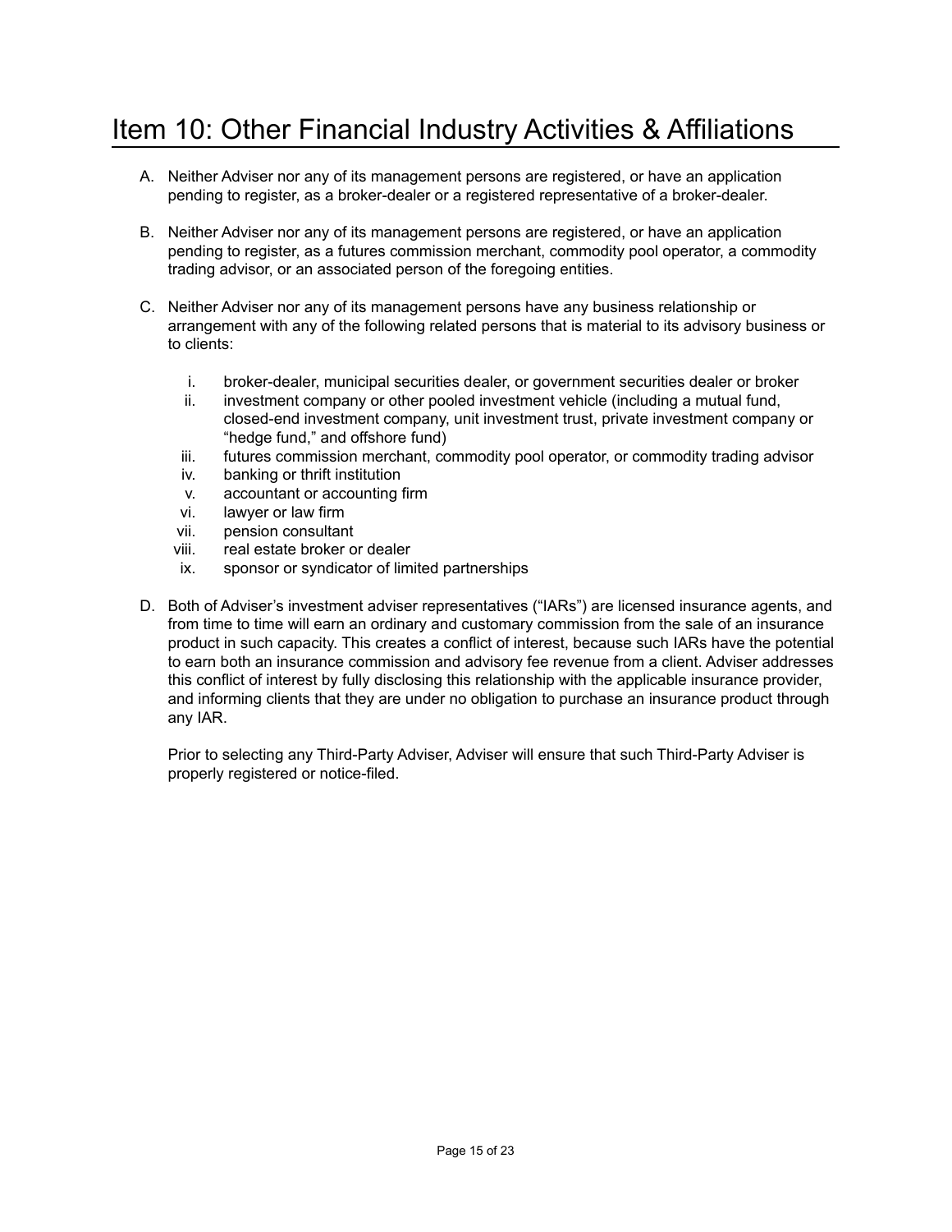# Item 10: Other Financial Industry Activities & Affiliations

A. Neither Adviser nor any of its management persons are registered, or have an application pending to register, as a broker-dealer or a registered representative of a broker-dealer.

B. Neither Adviser nor any of its management persons are registered, or have an application pending to register, as a futures commission merchant, commodity pool operator, a commodity trading advisor, or an associated person of the foregoing entities.

C. Neither Adviser nor any of its management persons have any business relationship or arrangement with any of the following related persons that is material to its advisory business or to clients:

   i. broker-dealer, municipal securities dealer, or government securities dealer or broker
   ii. investment company or other pooled investment vehicle (including a mutual fund, closed-end investment company, unit investment trust, private investment company or "hedge fund," and offshore fund)
   iii. futures commission merchant, commodity pool operator, or commodity trading advisor
   iv. banking or thrift institution
   v. accountant or accounting firm
   vi. lawyer or law firm
   vii. pension consultant
   viii. real estate broker or dealer
   ix. sponsor or syndicator of limited partnerships

D. Both of Adviser's investment adviser representatives ("IARs") are licensed insurance agents, and from time to time will earn an ordinary and customary commission from the sale of an insurance product in such capacity. This creates a conflict of interest, because such IARs have the potential to earn both an insurance commission and advisory fee revenue from a client. Adviser addresses this conflict of interest by fully disclosing this relationship with the applicable insurance provider, and informing clients that they are under no obligation to purchase an insurance product through any IAR.

   Prior to selecting any Third-Party Adviser, Adviser will ensure that such Third-Party Adviser is properly registered or notice-filed.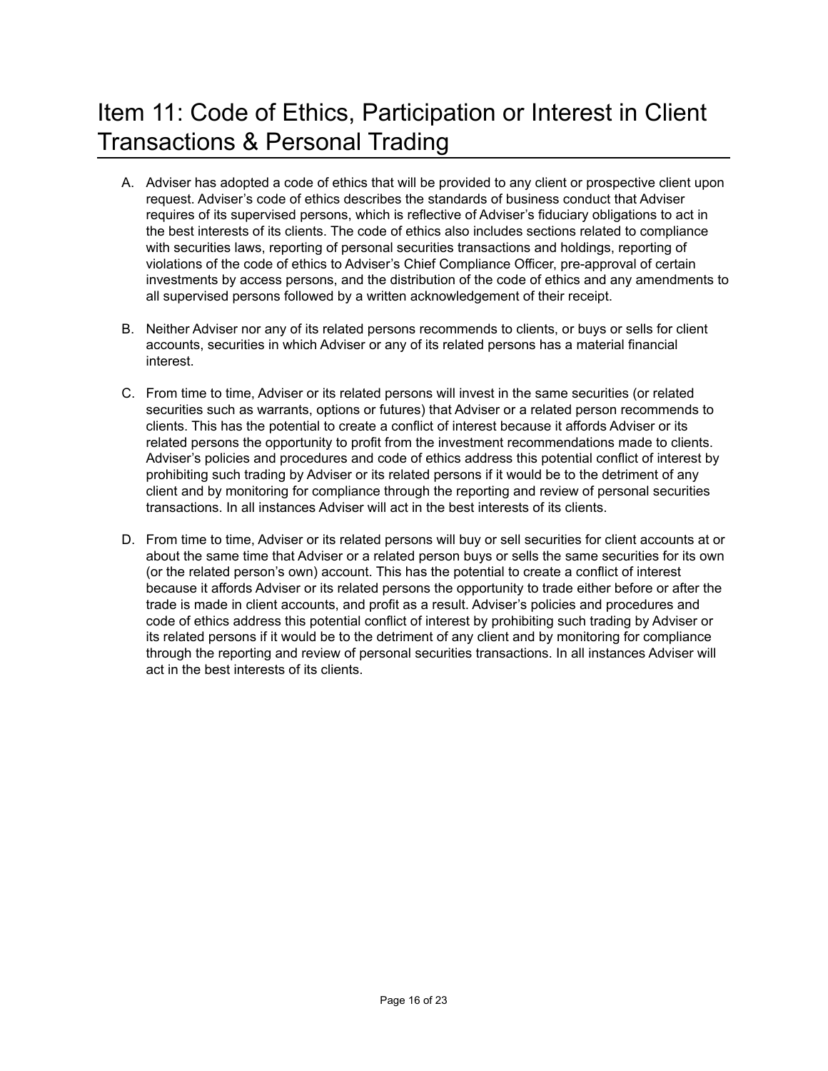# Item 11: Code of Ethics, Participation or Interest in Client Transactions & Personal Trading

A. Adviser has adopted a code of ethics that will be provided to any client or prospective client upon request. Adviser's code of ethics describes the standards of business conduct that Adviser requires of its supervised persons, which is reflective of Adviser's fiduciary obligations to act in the best interests of its clients. The code of ethics also includes sections related to compliance with securities laws, reporting of personal securities transactions and holdings, reporting of violations of the code of ethics to Adviser's Chief Compliance Officer, pre-approval of certain investments by access persons, and the distribution of the code of ethics and any amendments to all supervised persons followed by a written acknowledgement of their receipt.

B. Neither Adviser nor any of its related persons recommends to clients, or buys or sells for client accounts, securities in which Adviser or any of its related persons has a material financial interest.

C. From time to time, Adviser or its related persons will invest in the same securities (or related securities such as warrants, options or futures) that Adviser or a related person recommends to clients. This has the potential to create a conflict of interest because it affords Adviser or its related persons the opportunity to profit from the investment recommendations made to clients. Adviser's policies and procedures and code of ethics address this potential conflict of interest by prohibiting such trading by Adviser or its related persons if it would be to the detriment of any client and by monitoring for compliance through the reporting and review of personal securities transactions. In all instances Adviser will act in the best interests of its clients.

D. From time to time, Adviser or its related persons will buy or sell securities for client accounts at or about the same time that Adviser or a related person buys or sells the same securities for its own (or the related person's own) account. This has the potential to create a conflict of interest because it affords Adviser or its related persons the opportunity to trade either before or after the trade is made in client accounts, and profit as a result. Adviser's policies and procedures and code of ethics address this potential conflict of interest by prohibiting such trading by Adviser or its related persons if it would be to the detriment of any client and by monitoring for compliance through the reporting and review of personal securities transactions. In all instances Adviser will act in the best interests of its clients.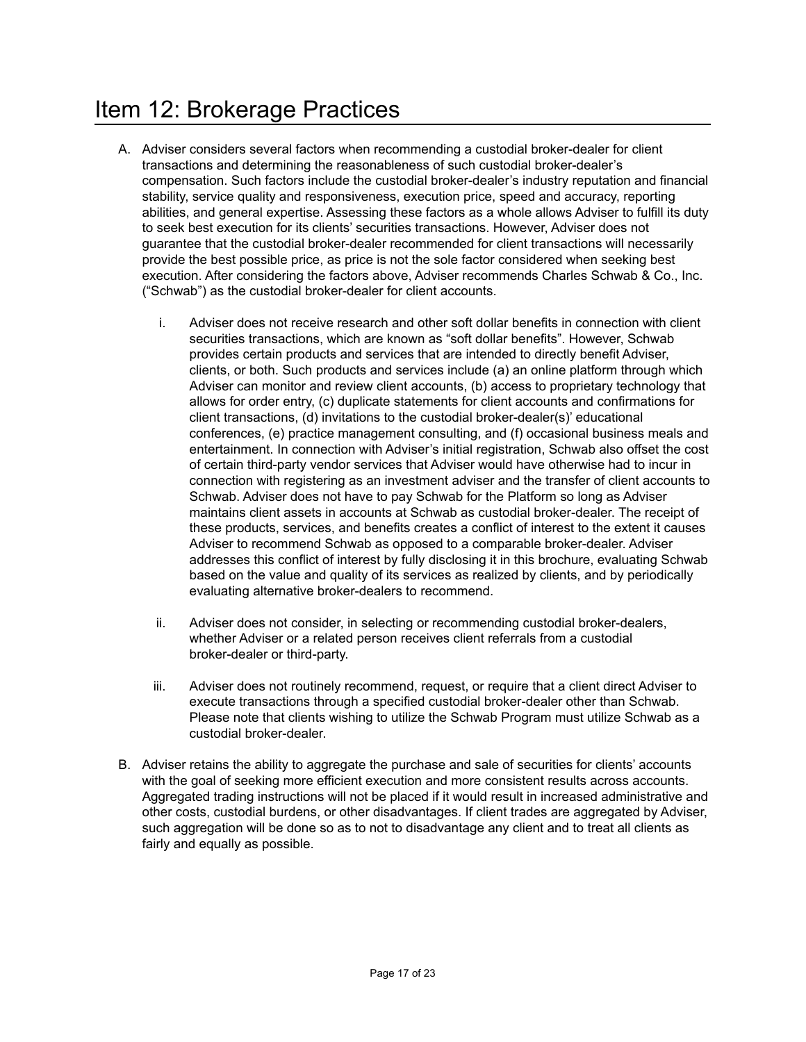# Item 12: Brokerage Practices

A. Adviser considers several factors when recommending a custodial broker-dealer for client transactions and determining the reasonableness of such custodial broker-dealer's compensation. Such factors include the custodial broker-dealer's industry reputation and financial stability, service quality and responsiveness, execution price, speed and accuracy, reporting abilities, and general expertise. Assessing these factors as a whole allows Adviser to fulfill its duty to seek best execution for its clients' securities transactions. However, Adviser does not guarantee that the custodial broker-dealer recommended for client transactions will necessarily provide the best possible price, as price is not the sole factor considered when seeking best execution. After considering the factors above, Adviser recommends Charles Schwab & Co., Inc. ("Schwab") as the custodial broker-dealer for client accounts.

   i. Adviser does not receive research and other soft dollar benefits in connection with client securities transactions, which are known as "soft dollar benefits". However, Schwab provides certain products and services that are intended to directly benefit Adviser, clients, or both. Such products and services include (a) an online platform through which Adviser can monitor and review client accounts, (b) access to proprietary technology that allows for order entry, (c) duplicate statements for client accounts and confirmations for client transactions, (d) invitations to the custodial broker-dealer(s)' educational conferences, (e) practice management consulting, and (f) occasional business meals and entertainment. In connection with Adviser's initial registration, Schwab also offset the cost of certain third-party vendor services that Adviser would have otherwise had to incur in connection with registering as an investment adviser and the transfer of client accounts to Schwab. Adviser does not have to pay Schwab for the Platform so long as Adviser maintains client assets in accounts at Schwab as custodial broker-dealer. The receipt of these products, services, and benefits creates a conflict of interest to the extent it causes Adviser to recommend Schwab as opposed to a comparable broker-dealer. Adviser addresses this conflict of interest by fully disclosing it in this brochure, evaluating Schwab based on the value and quality of its services as realized by clients, and by periodically evaluating alternative broker-dealers to recommend.

   ii. Adviser does not consider, in selecting or recommending custodial broker-dealers, whether Adviser or a related person receives client referrals from a custodial broker-dealer or third-party.

   iii. Adviser does not routinely recommend, request, or require that a client direct Adviser to execute transactions through a specified custodial broker-dealer other than Schwab. Please note that clients wishing to utilize the Schwab Program must utilize Schwab as a custodial broker-dealer.

B. Adviser retains the ability to aggregate the purchase and sale of securities for clients' accounts with the goal of seeking more efficient execution and more consistent results across accounts. Aggregated trading instructions will not be placed if it would result in increased administrative and other costs, custodial burdens, or other disadvantages. If client trades are aggregated by Adviser, such aggregation will be done so as to not to disadvantage any client and to treat all clients as fairly and equally as possible.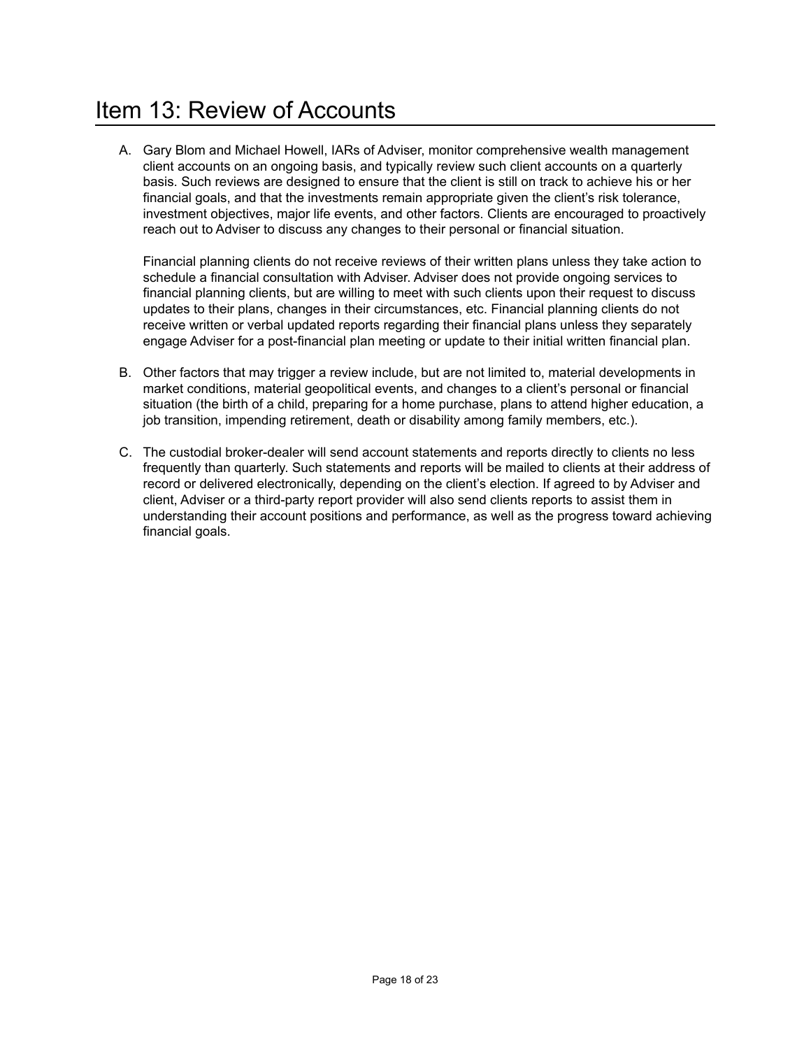# Item 13: Review of Accounts

A. Gary Blom and Michael Howell, IARs of Adviser, monitor comprehensive wealth management client accounts on an ongoing basis, and typically review such client accounts on a quarterly basis. Such reviews are designed to ensure that the client is still on track to achieve his or her financial goals, and that the investments remain appropriate given the client's risk tolerance, investment objectives, major life events, and other factors. Clients are encouraged to proactively reach out to Adviser to discuss any changes to their personal or financial situation.

   Financial planning clients do not receive reviews of their written plans unless they take action to schedule a financial consultation with Adviser. Adviser does not provide ongoing services to financial planning clients, but are willing to meet with such clients upon their request to discuss updates to their plans, changes in their circumstances, etc. Financial planning clients do not receive written or verbal updated reports regarding their financial plans unless they separately engage Adviser for a post-financial plan meeting or update to their initial written financial plan.

B. Other factors that may trigger a review include, but are not limited to, material developments in market conditions, material geopolitical events, and changes to a client's personal or financial situation (the birth of a child, preparing for a home purchase, plans to attend higher education, a job transition, impending retirement, death or disability among family members, etc.).

C. The custodial broker-dealer will send account statements and reports directly to clients no less frequently than quarterly. Such statements and reports will be mailed to clients at their address of record or delivered electronically, depending on the client's election. If agreed to by Adviser and client, Adviser or a third-party report provider will also send clients reports to assist them in understanding their account positions and performance, as well as the progress toward achieving financial goals.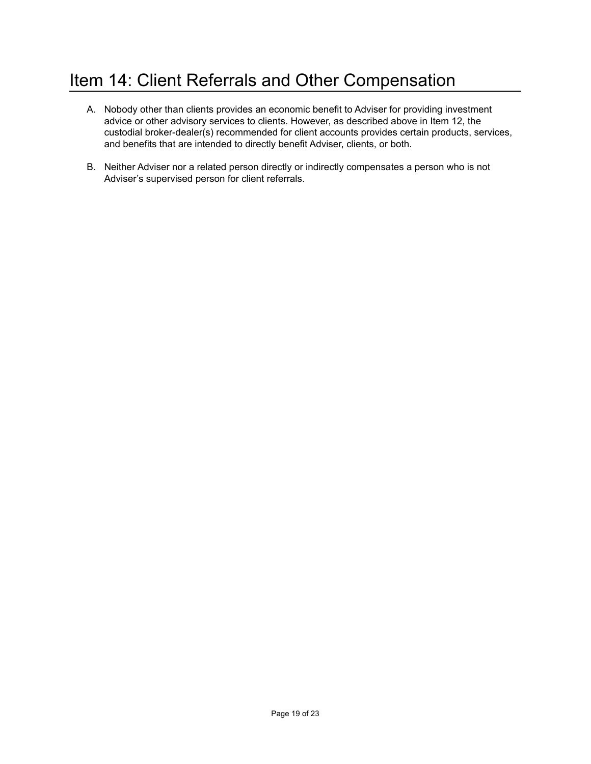# Item 14: Client Referrals and Other Compensation

A. Nobody other than clients provides an economic benefit to Adviser for providing investment advice or other advisory services to clients. However, as described above in Item 12, the custodial broker-dealer(s) recommended for client accounts provides certain products, services, and benefits that are intended to directly benefit Adviser, clients, or both.

B. Neither Adviser nor a related person directly or indirectly compensates a person who is not Adviser's supervised person for client referrals.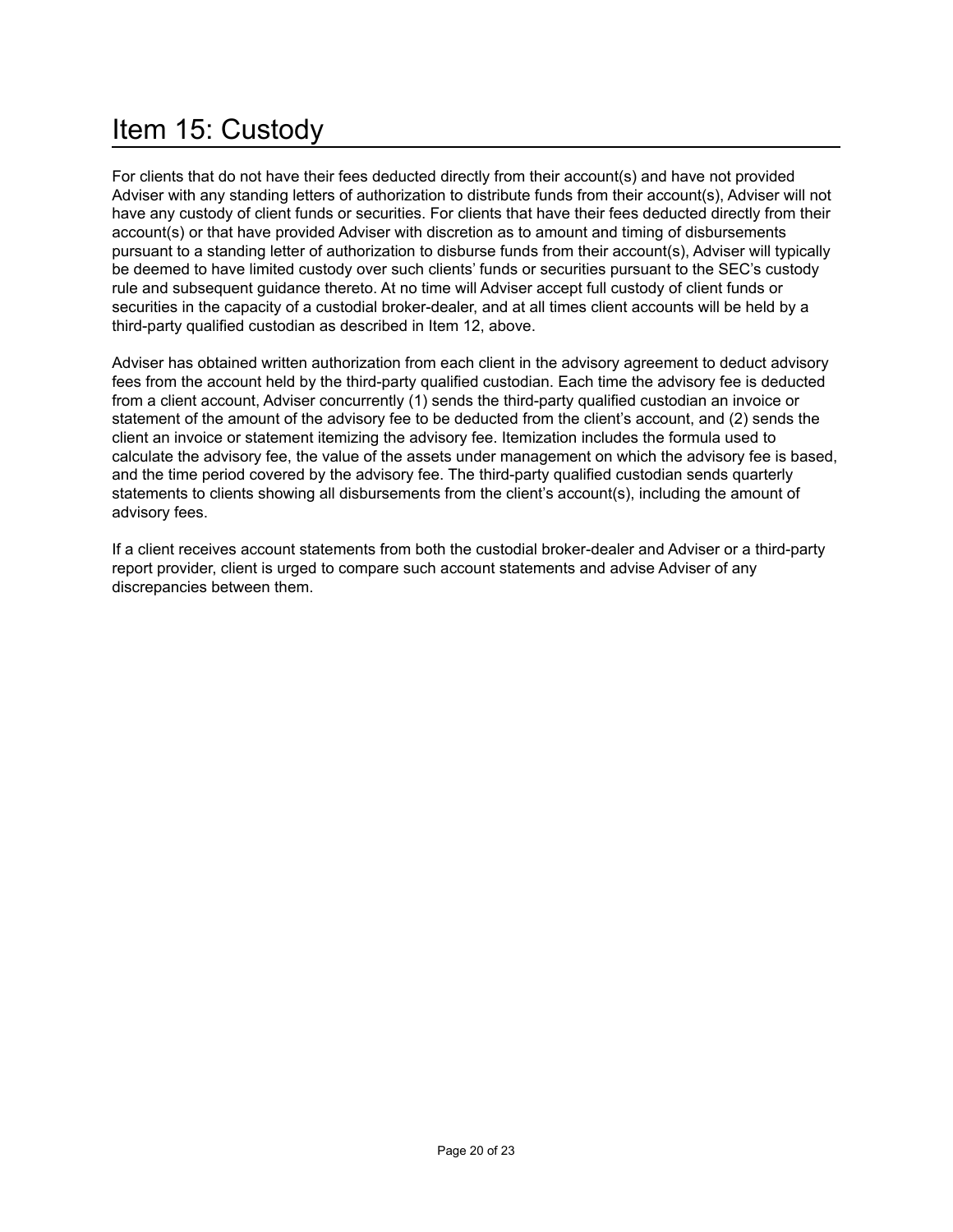# Item 15: Custody

For clients that do not have their fees deducted directly from their account(s) and have not provided Adviser with any standing letters of authorization to distribute funds from their account(s), Adviser will not have any custody of client funds or securities. For clients that have their fees deducted directly from their account(s) or that have provided Adviser with discretion as to amount and timing of disbursements pursuant to a standing letter of authorization to disburse funds from their account(s), Adviser will typically be deemed to have limited custody over such clients' funds or securities pursuant to the SEC's custody rule and subsequent guidance thereto. At no time will Adviser accept full custody of client funds or securities in the capacity of a custodial broker-dealer, and at all times client accounts will be held by a third-party qualified custodian as described in Item 12, above.

Adviser has obtained written authorization from each client in the advisory agreement to deduct advisory fees from the account held by the third-party qualified custodian. Each time the advisory fee is deducted from a client account, Adviser concurrently (1) sends the third-party qualified custodian an invoice or statement of the amount of the advisory fee to be deducted from the client's account, and (2) sends the client an invoice or statement itemizing the advisory fee. Itemization includes the formula used to calculate the advisory fee, the value of the assets under management on which the advisory fee is based, and the time period covered by the advisory fee. The third-party qualified custodian sends quarterly statements to clients showing all disbursements from the client's account(s), including the amount of advisory fees.

If a client receives account statements from both the custodial broker-dealer and Adviser or a third-party report provider, client is urged to compare such account statements and advise Adviser of any discrepancies between them.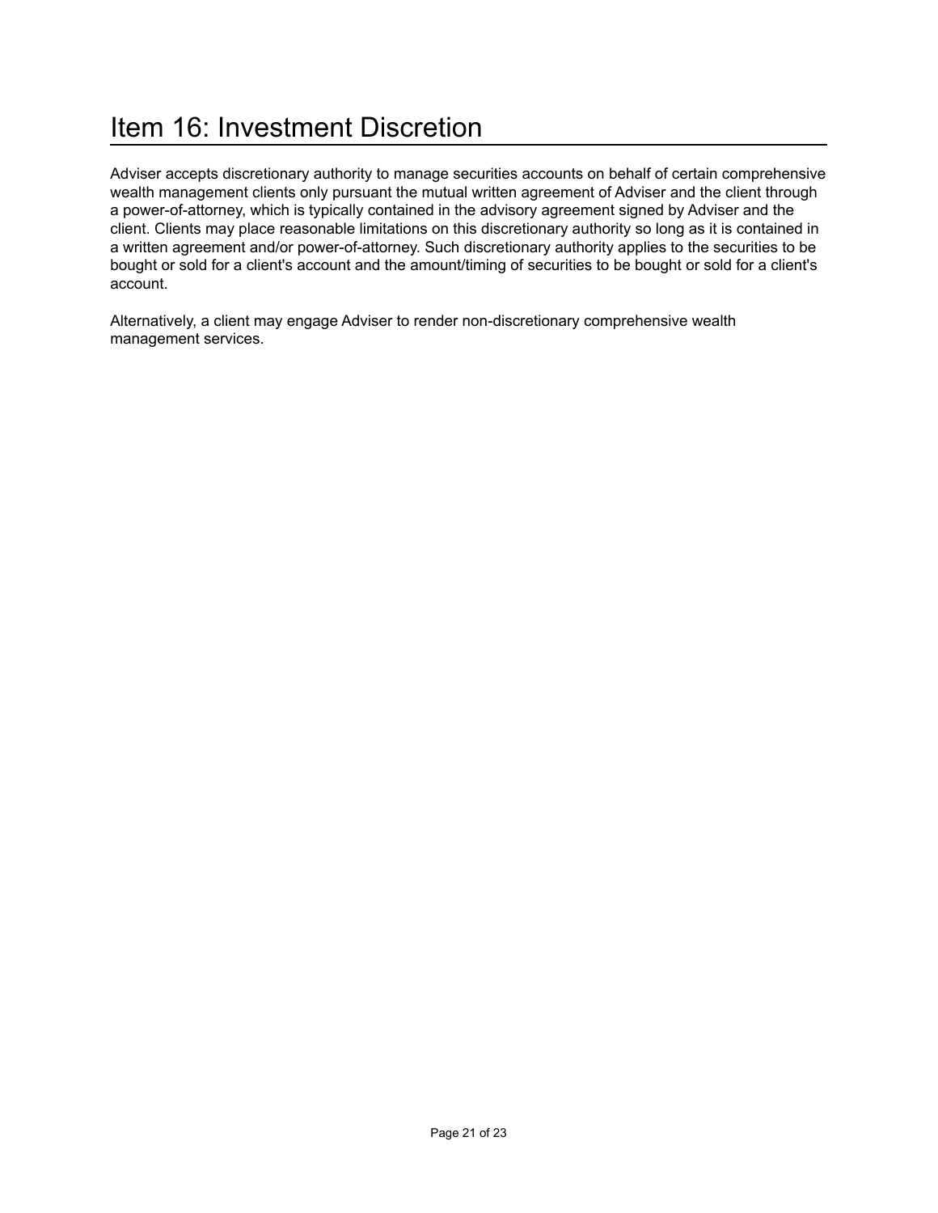# Item 16: Investment Discretion

Adviser accepts discretionary authority to manage securities accounts on behalf of certain comprehensive wealth management clients only pursuant the mutual written agreement of Adviser and the client through a power-of-attorney, which is typically contained in the advisory agreement signed by Adviser and the client. Clients may place reasonable limitations on this discretionary authority so long as it is contained in a written agreement and/or power-of-attorney. Such discretionary authority applies to the securities to be bought or sold for a client's account and the amount/timing of securities to be bought or sold for a client's account.

Alternatively, a client may engage Adviser to render non-discretionary comprehensive wealth management services.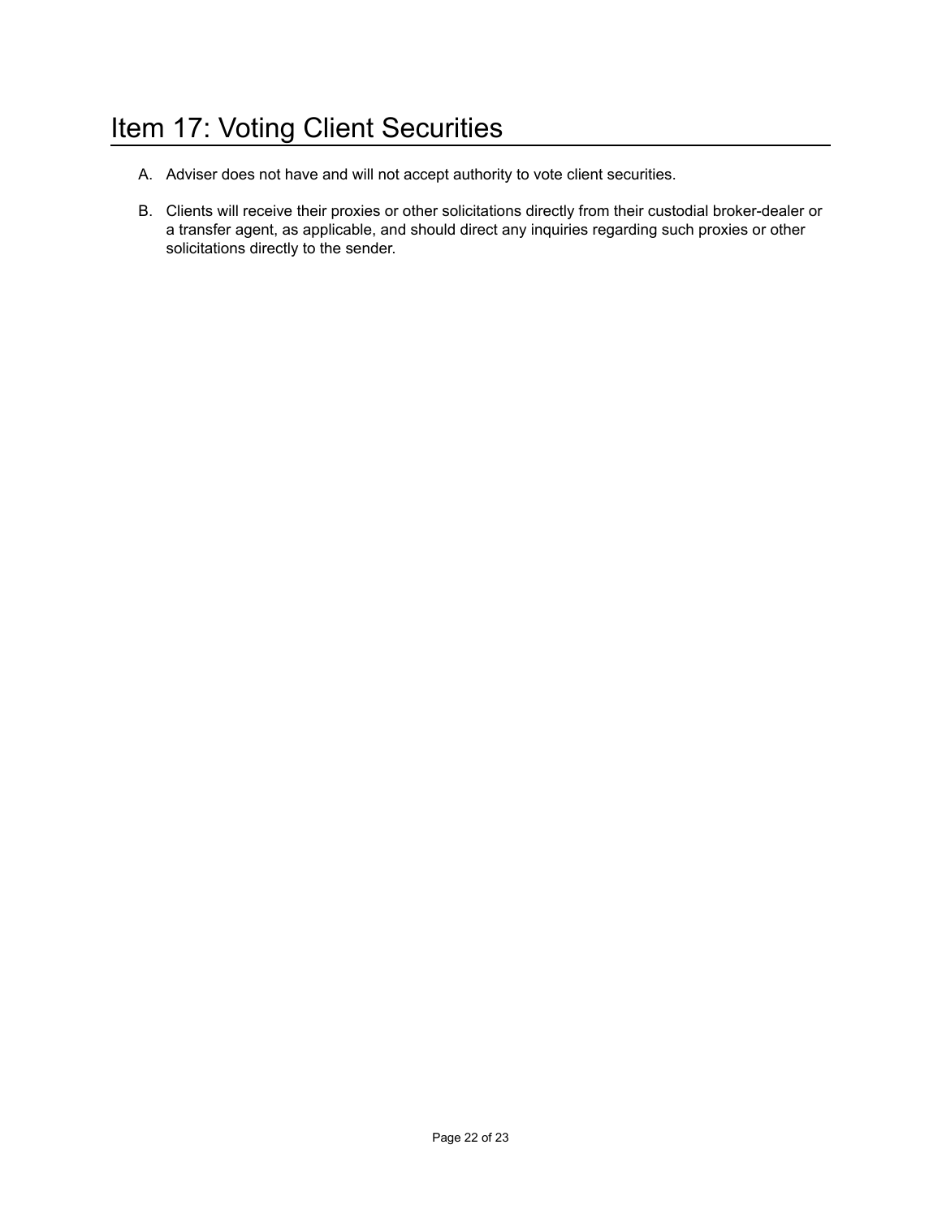# Item 17: Voting Client Securities

A. Adviser does not have and will not accept authority to vote client securities.

B. Clients will receive their proxies or other solicitations directly from their custodial broker-dealer or a transfer agent, as applicable, and should direct any inquiries regarding such proxies or other solicitations directly to the sender.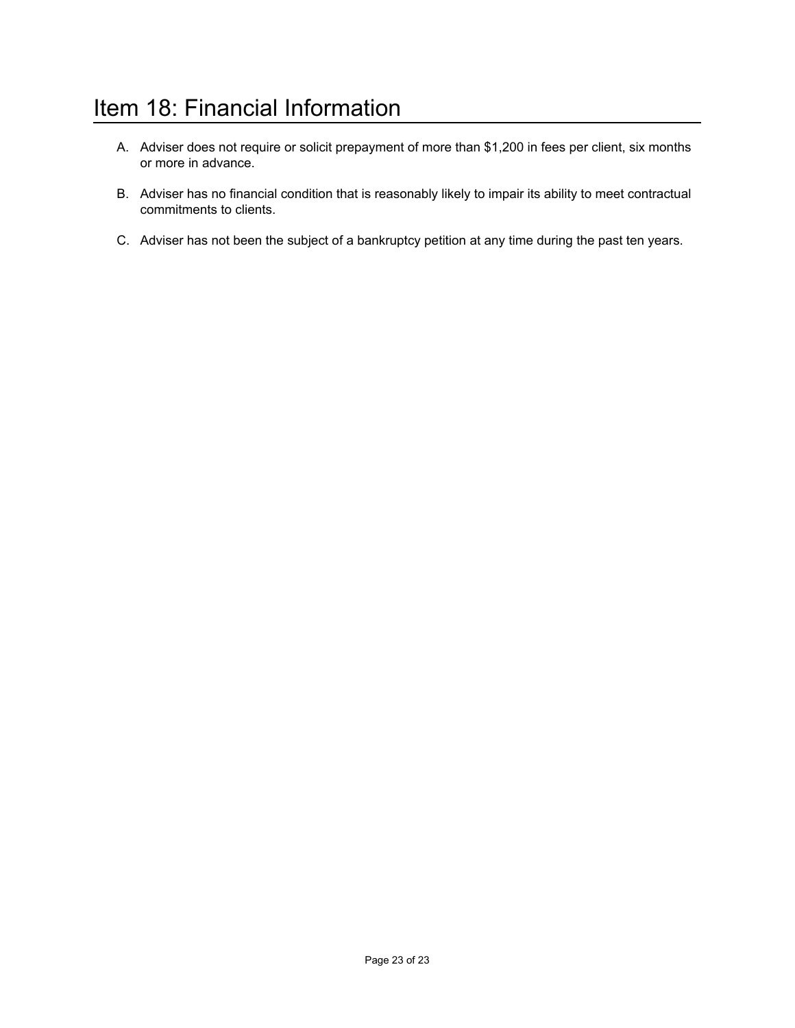# Item 18: Financial Information

A. Adviser does not require or solicit prepayment of more than $1,200 in fees per client, six months or more in advance.

B. Adviser has no financial condition that is reasonably likely to impair its ability to meet contractual commitments to clients.

C. Adviser has not been the subject of a bankruptcy petition at any time during the past ten years.